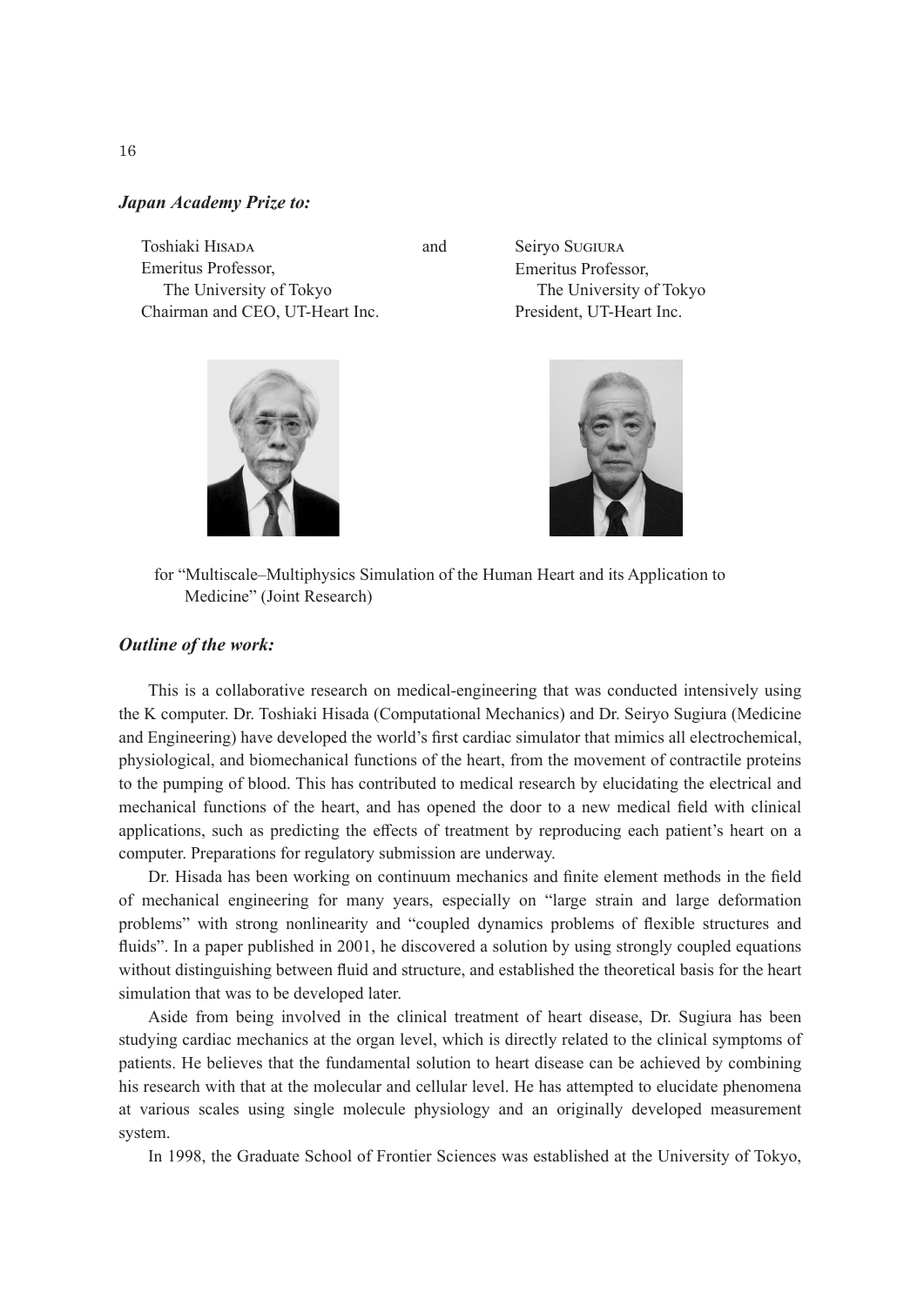### *Japan Academy Prize to:*

Toshiaki Hisada
Emeritus Professor,
The University of Tokyo
Chairman and CEO, UT-Heart Inc.

and

Seiryo Sugiura
Emeritus Professor,
The University of Tokyo
President, UT-Heart Inc.

for "Multiscale–Multiphysics Simulation of the Human Heart and its Application to Medicine" (Joint Research)

### *Outline of the work:*

This is a collaborative research on medical-engineering that was conducted intensively using the K computer. Dr. Toshiaki Hisada (Computational Mechanics) and Dr. Seiryo Sugiura (Medicine and Engineering) have developed the world's first cardiac simulator that mimics all electrochemical, physiological, and biomechanical functions of the heart, from the movement of contractile proteins to the pumping of blood. This has contributed to medical research by elucidating the electrical and mechanical functions of the heart, and has opened the door to a new medical field with clinical applications, such as predicting the effects of treatment by reproducing each patient's heart on a computer. Preparations for regulatory submission are underway.

Dr. Hisada has been working on continuum mechanics and finite element methods in the field of mechanical engineering for many years, especially on "large strain and large deformation problems" with strong nonlinearity and "coupled dynamics problems of flexible structures and fluids". In a paper published in 2001, he discovered a solution by using strongly coupled equations without distinguishing between fluid and structure, and established the theoretical basis for the heart simulation that was to be developed later.

Aside from being involved in the clinical treatment of heart disease, Dr. Sugiura has been studying cardiac mechanics at the organ level, which is directly related to the clinical symptoms of patients. He believes that the fundamental solution to heart disease can be achieved by combining his research with that at the molecular and cellular level. He has attempted to elucidate phenomena at various scales using single molecule physiology and an originally developed measurement system.

In 1998, the Graduate School of Frontier Sciences was established at the University of Tokyo,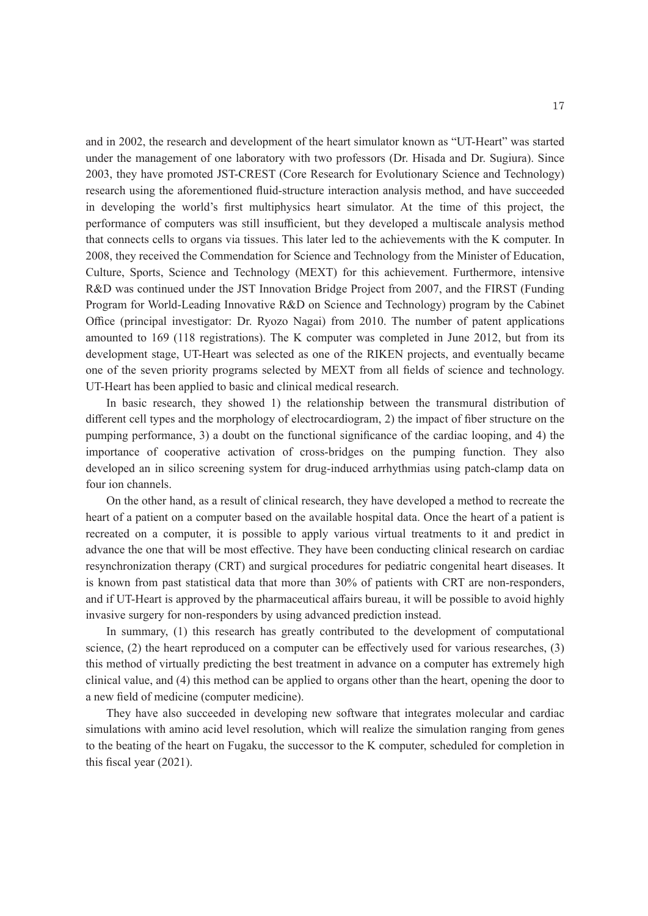and in 2002, the research and development of the heart simulator known as "UT-Heart" was started under the management of one laboratory with two professors (Dr. Hisada and Dr. Sugiura). Since 2003, they have promoted JST-CREST (Core Research for Evolutionary Science and Technology) research using the aforementioned fluid-structure interaction analysis method, and have succeeded in developing the world's first multiphysics heart simulator. At the time of this project, the performance of computers was still insufficient, but they developed a multiscale analysis method that connects cells to organs via tissues. This later led to the achievements with the K computer. In 2008, they received the Commendation for Science and Technology from the Minister of Education, Culture, Sports, Science and Technology (MEXT) for this achievement. Furthermore, intensive R&D was continued under the JST Innovation Bridge Project from 2007, and the FIRST (Funding Program for World-Leading Innovative R&D on Science and Technology) program by the Cabinet Office (principal investigator: Dr. Ryozo Nagai) from 2010. The number of patent applications amounted to 169 (118 registrations). The K computer was completed in June 2012, but from its development stage, UT-Heart was selected as one of the RIKEN projects, and eventually became one of the seven priority programs selected by MEXT from all fields of science and technology. UT-Heart has been applied to basic and clinical medical research.

In basic research, they showed 1) the relationship between the transmural distribution of different cell types and the morphology of electrocardiogram, 2) the impact of fiber structure on the pumping performance, 3) a doubt on the functional significance of the cardiac looping, and 4) the importance of cooperative activation of cross-bridges on the pumping function. They also developed an in silico screening system for drug-induced arrhythmias using patch-clamp data on four ion channels.

On the other hand, as a result of clinical research, they have developed a method to recreate the heart of a patient on a computer based on the available hospital data. Once the heart of a patient is recreated on a computer, it is possible to apply various virtual treatments to it and predict in advance the one that will be most effective. They have been conducting clinical research on cardiac resynchronization therapy (CRT) and surgical procedures for pediatric congenital heart diseases. It is known from past statistical data that more than 30% of patients with CRT are non-responders, and if UT-Heart is approved by the pharmaceutical affairs bureau, it will be possible to avoid highly invasive surgery for non-responders by using advanced prediction instead.

In summary, (1) this research has greatly contributed to the development of computational science, (2) the heart reproduced on a computer can be effectively used for various researches, (3) this method of virtually predicting the best treatment in advance on a computer has extremely high clinical value, and (4) this method can be applied to organs other than the heart, opening the door to a new field of medicine (computer medicine).

They have also succeeded in developing new software that integrates molecular and cardiac simulations with amino acid level resolution, which will realize the simulation ranging from genes to the beating of the heart on Fugaku, the successor to the K computer, scheduled for completion in this fiscal year (2021).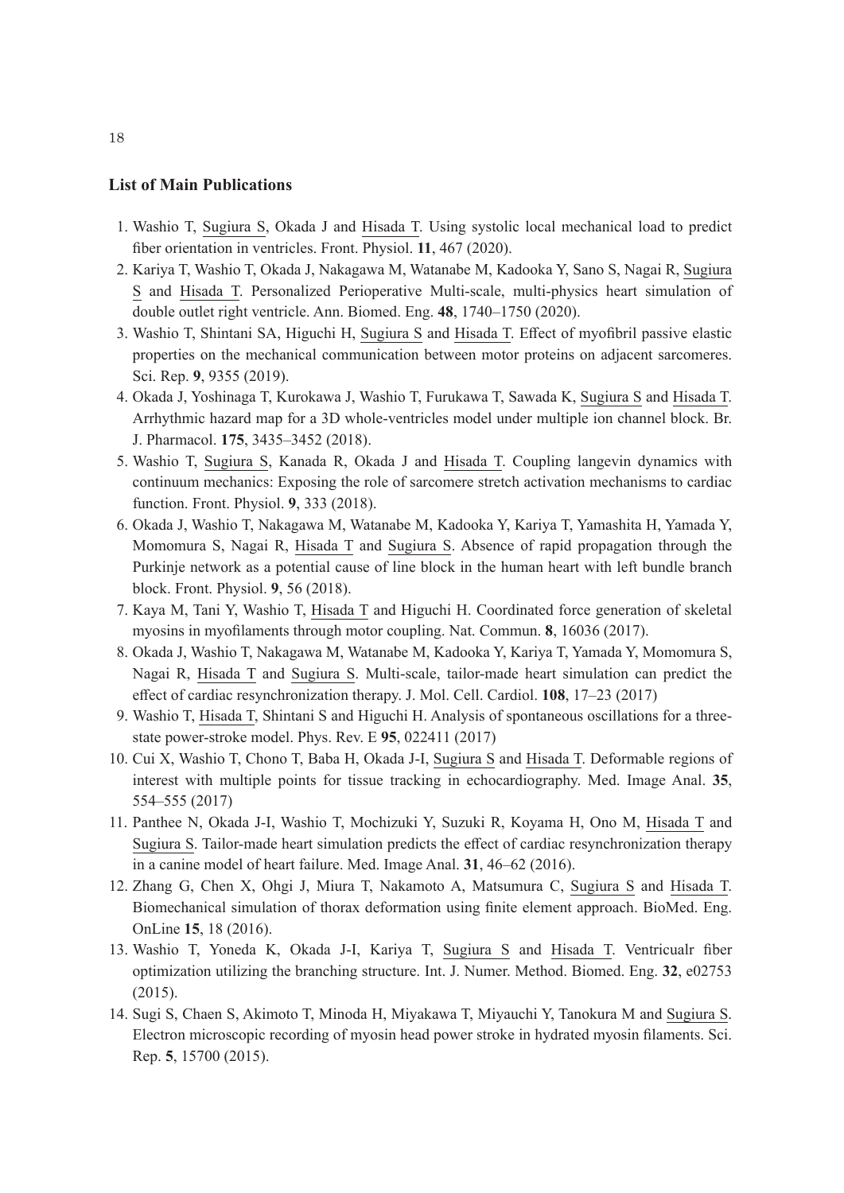## List of Main Publications

1. Washio T, Sugiura S, Okada J and Hisada T. Using systolic local mechanical load to predict fiber orientation in ventricles. Front. Physiol. **11**, 467 (2020).
2. Kariya T, Washio T, Okada J, Nakagawa M, Watanabe M, Kadooka Y, Sano S, Nagai R, Sugiura S and Hisada T. Personalized Perioperative Multi-scale, multi-physics heart simulation of double outlet right ventricle. Ann. Biomed. Eng. **48**, 1740–1750 (2020).
3. Washio T, Shintani SA, Higuchi H, Sugiura S and Hisada T. Effect of myofibril passive elastic properties on the mechanical communication between motor proteins on adjacent sarcomeres. Sci. Rep. **9**, 9355 (2019).
4. Okada J, Yoshinaga T, Kurokawa J, Washio T, Furukawa T, Sawada K, Sugiura S and Hisada T. Arrhythmic hazard map for a 3D whole-ventricles model under multiple ion channel block. Br. J. Pharmacol. **175**, 3435–3452 (2018).
5. Washio T, Sugiura S, Kanada R, Okada J and Hisada T. Coupling langevin dynamics with continuum mechanics: Exposing the role of sarcomere stretch activation mechanisms to cardiac function. Front. Physiol. **9**, 333 (2018).
6. Okada J, Washio T, Nakagawa M, Watanabe M, Kadooka Y, Kariya T, Yamashita H, Yamada Y, Momomura S, Nagai R, Hisada T and Sugiura S. Absence of rapid propagation through the Purkinje network as a potential cause of line block in the human heart with left bundle branch block. Front. Physiol. **9**, 56 (2018).
7. Kaya M, Tani Y, Washio T, Hisada T and Higuchi H. Coordinated force generation of skeletal myosins in myofilaments through motor coupling. Nat. Commun. **8**, 16036 (2017).
8. Okada J, Washio T, Nakagawa M, Watanabe M, Kadooka Y, Kariya T, Yamada Y, Momomura S, Nagai R, Hisada T and Sugiura S. Multi-scale, tailor-made heart simulation can predict the effect of cardiac resynchronization therapy. J. Mol. Cell. Cardiol. **108**, 17–23 (2017)
9. Washio T, Hisada T, Shintani S and Higuchi H. Analysis of spontaneous oscillations for a three-state power-stroke model. Phys. Rev. E **95**, 022411 (2017)
10. Cui X, Washio T, Chono T, Baba H, Okada J-I, Sugiura S and Hisada T. Deformable regions of interest with multiple points for tissue tracking in echocardiography. Med. Image Anal. **35**, 554–555 (2017)
11. Panthee N, Okada J-I, Washio T, Mochizuki Y, Suzuki R, Koyama H, Ono M, Hisada T and Sugiura S. Tailor-made heart simulation predicts the effect of cardiac resynchronization therapy in a canine model of heart failure. Med. Image Anal. **31**, 46–62 (2016).
12. Zhang G, Chen X, Ohgi J, Miura T, Nakamoto A, Matsumura C, Sugiura S and Hisada T. Biomechanical simulation of thorax deformation using finite element approach. BioMed. Eng. OnLine **15**, 18 (2016).
13. Washio T, Yoneda K, Okada J-I, Kariya T, Sugiura S and Hisada T. Ventricualr fiber optimization utilizing the branching structure. Int. J. Numer. Method. Biomed. Eng. **32**, e02753 (2015).
14. Sugi S, Chaen S, Akimoto T, Minoda H, Miyakawa T, Miyauchi Y, Tanokura M and Sugiura S. Electron microscopic recording of myosin head power stroke in hydrated myosin filaments. Sci. Rep. **5**, 15700 (2015).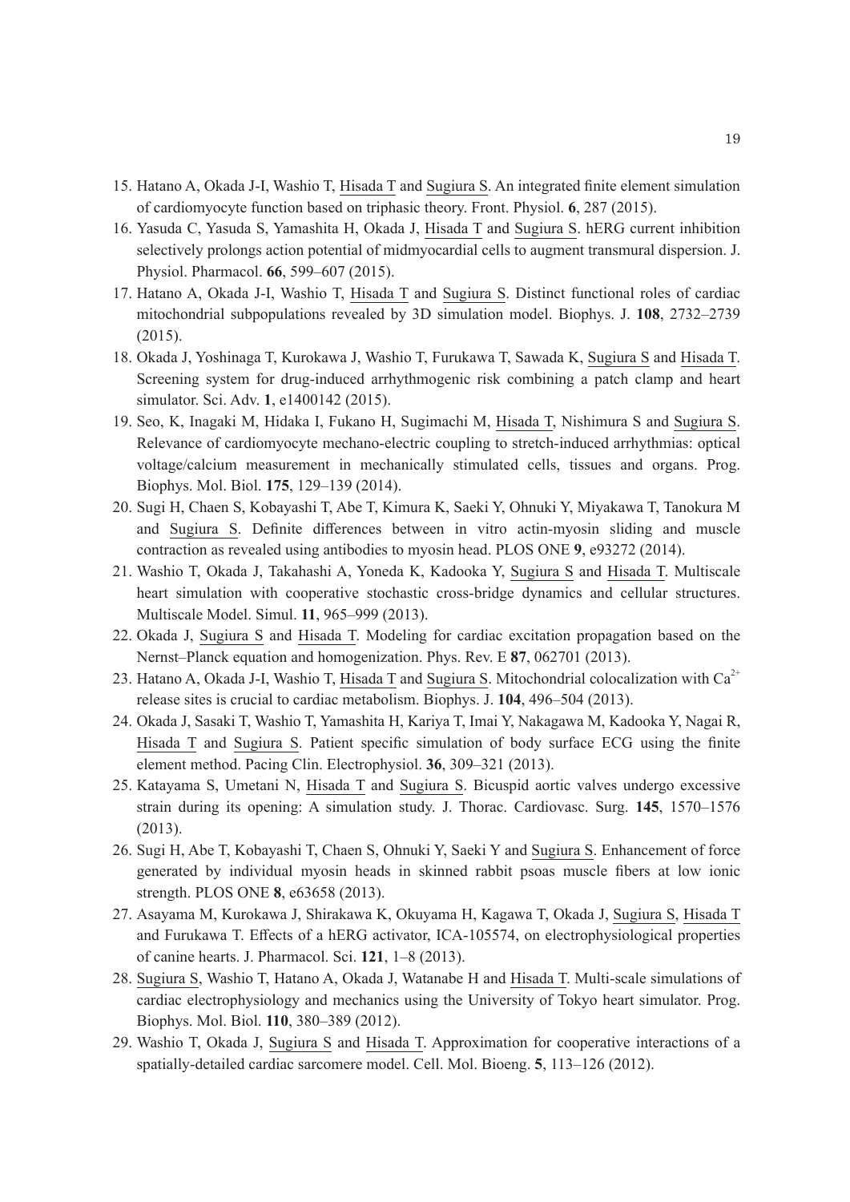15. Hatano A, Okada J-I, Washio T, Hisada T and Sugiura S. An integrated finite element simulation of cardiomyocyte function based on triphasic theory. Front. Physiol. **6**, 287 (2015).
16. Yasuda C, Yasuda S, Yamashita H, Okada J, Hisada T and Sugiura S. hERG current inhibition selectively prolongs action potential of midmyocardial cells to augment transmural dispersion. J. Physiol. Pharmacol. **66**, 599–607 (2015).
17. Hatano A, Okada J-I, Washio T, Hisada T and Sugiura S. Distinct functional roles of cardiac mitochondrial subpopulations revealed by 3D simulation model. Biophys. J. **108**, 2732–2739 (2015).
18. Okada J, Yoshinaga T, Kurokawa J, Washio T, Furukawa T, Sawada K, Sugiura S and Hisada T. Screening system for drug-induced arrhythmogenic risk combining a patch clamp and heart simulator. Sci. Adv. **1**, e1400142 (2015).
19. Seo, K, Inagaki M, Hidaka I, Fukano H, Sugimachi M, Hisada T, Nishimura S and Sugiura S. Relevance of cardiomyocyte mechano-electric coupling to stretch-induced arrhythmias: optical voltage/calcium measurement in mechanically stimulated cells, tissues and organs. Prog. Biophys. Mol. Biol. **175**, 129–139 (2014).
20. Sugi H, Chaen S, Kobayashi T, Abe T, Kimura K, Saeki Y, Ohnuki Y, Miyakawa T, Tanokura M and Sugiura S. Definite differences between in vitro actin-myosin sliding and muscle contraction as revealed using antibodies to myosin head. PLOS ONE **9**, e93272 (2014).
21. Washio T, Okada J, Takahashi A, Yoneda K, Kadooka Y, Sugiura S and Hisada T. Multiscale heart simulation with cooperative stochastic cross-bridge dynamics and cellular structures. Multiscale Model. Simul. **11**, 965–999 (2013).
22. Okada J, Sugiura S and Hisada T. Modeling for cardiac excitation propagation based on the Nernst–Planck equation and homogenization. Phys. Rev. E **87**, 062701 (2013).
23. Hatano A, Okada J-I, Washio T, Hisada T and Sugiura S. Mitochondrial colocalization with $Ca^{2+}$ release sites is crucial to cardiac metabolism. Biophys. J. **104**, 496–504 (2013).
24. Okada J, Sasaki T, Washio T, Yamashita H, Kariya T, Imai Y, Nakagawa M, Kadooka Y, Nagai R, Hisada T and Sugiura S. Patient specific simulation of body surface ECG using the finite element method. Pacing Clin. Electrophysiol. **36**, 309–321 (2013).
25. Katayama S, Umetani N, Hisada T and Sugiura S. Bicuspid aortic valves undergo excessive strain during its opening: A simulation study. J. Thorac. Cardiovasc. Surg. **145**, 1570–1576 (2013).
26. Sugi H, Abe T, Kobayashi T, Chaen S, Ohnuki Y, Saeki Y and Sugiura S. Enhancement of force generated by individual myosin heads in skinned rabbit psoas muscle fibers at low ionic strength. PLOS ONE **8**, e63658 (2013).
27. Asayama M, Kurokawa J, Shirakawa K, Okuyama H, Kagawa T, Okada J, Sugiura S, Hisada T and Furukawa T. Effects of a hERG activator, ICA-105574, on electrophysiological properties of canine hearts. J. Pharmacol. Sci. **121**, 1–8 (2013).
28. Sugiura S, Washio T, Hatano A, Okada J, Watanabe H and Hisada T. Multi-scale simulations of cardiac electrophysiology and mechanics using the University of Tokyo heart simulator. Prog. Biophys. Mol. Biol. **110**, 380–389 (2012).
29. Washio T, Okada J, Sugiura S and Hisada T. Approximation for cooperative interactions of a spatially-detailed cardiac sarcomere model. Cell. Mol. Bioeng. **5**, 113–126 (2012).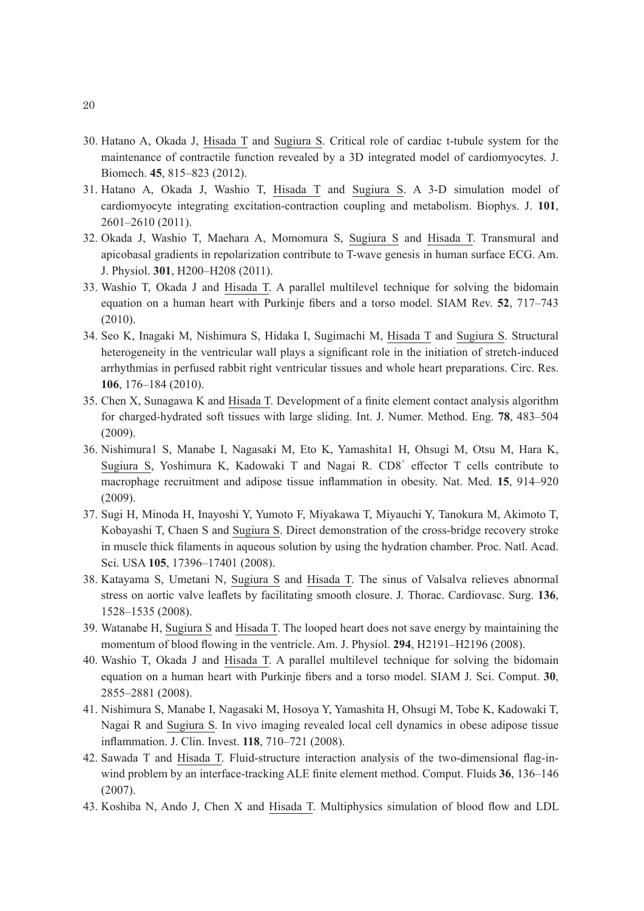30. Hatano A, Okada J, Hisada T and Sugiura S. Critical role of cardiac t-tubule system for the maintenance of contractile function revealed by a 3D integrated model of cardiomyocytes. J. Biomech. **45**, 815–823 (2012).
31. Hatano A, Okada J, Washio T, Hisada T and Sugiura S. A 3-D simulation model of cardiomyocyte integrating excitation-contraction coupling and metabolism. Biophys. J. **101**, 2601–2610 (2011).
32. Okada J, Washio T, Maehara A, Momomura S, Sugiura S and Hisada T. Transmural and apicobasal gradients in repolarization contribute to T-wave genesis in human surface ECG. Am. J. Physiol. **301**, H200–H208 (2011).
33. Washio T, Okada J and Hisada T. A parallel multilevel technique for solving the bidomain equation on a human heart with Purkinje fibers and a torso model. SIAM Rev. **52**, 717–743 (2010).
34. Seo K, Inagaki M, Nishimura S, Hidaka I, Sugimachi M, Hisada T and Sugiura S. Structural heterogeneity in the ventricular wall plays a significant role in the initiation of stretch-induced arrhythmias in perfused rabbit right ventricular tissues and whole heart preparations. Circ. Res. **106**, 176–184 (2010).
35. Chen X, Sunagawa K and Hisada T. Development of a finite element contact analysis algorithm for charged-hydrated soft tissues with large sliding. Int. J. Numer. Method. Eng. **78**, 483–504 (2009).
36. Nishimura1 S, Manabe I, Nagasaki M, Eto K, Yamashita1 H, Ohsugi M, Otsu M, Hara K, Sugiura S, Yoshimura K, Kadowaki T and Nagai R. $CD8^{+}$ effector T cells contribute to macrophage recruitment and adipose tissue inflammation in obesity. Nat. Med. **15**, 914–920 (2009).
37. Sugi H, Minoda H, Inayoshi Y, Yumoto F, Miyakawa T, Miyauchi Y, Tanokura M, Akimoto T, Kobayashi T, Chaen S and Sugiura S. Direct demonstration of the cross-bridge recovery stroke in muscle thick filaments in aqueous solution by using the hydration chamber. Proc. Natl. Acad. Sci. USA **105**, 17396–17401 (2008).
38. Katayama S, Umetani N, Sugiura S and Hisada T. The sinus of Valsalva relieves abnormal stress on aortic valve leaflets by facilitating smooth closure. J. Thorac. Cardiovasc. Surg. **136**, 1528–1535 (2008).
39. Watanabe H, Sugiura S and Hisada T. The looped heart does not save energy by maintaining the momentum of blood flowing in the ventricle. Am. J. Physiol. **294**, H2191–H2196 (2008).
40. Washio T, Okada J and Hisada T. A parallel multilevel technique for solving the bidomain equation on a human heart with Purkinje fibers and a torso model. SIAM J. Sci. Comput. **30**, 2855–2881 (2008).
41. Nishimura S, Manabe I, Nagasaki M, Hosoya Y, Yamashita H, Ohsugi M, Tobe K, Kadowaki T, Nagai R and Sugiura S. In vivo imaging revealed local cell dynamics in obese adipose tissue inflammation. J. Clin. Invest. **118**, 710–721 (2008).
42. Sawada T and Hisada T. Fluid-structure interaction analysis of the two-dimensional flag-in-wind problem by an interface-tracking ALE finite element method. Comput. Fluids **36**, 136–146 (2007).
43. Koshiba N, Ando J, Chen X and Hisada T. Multiphysics simulation of blood flow and LDL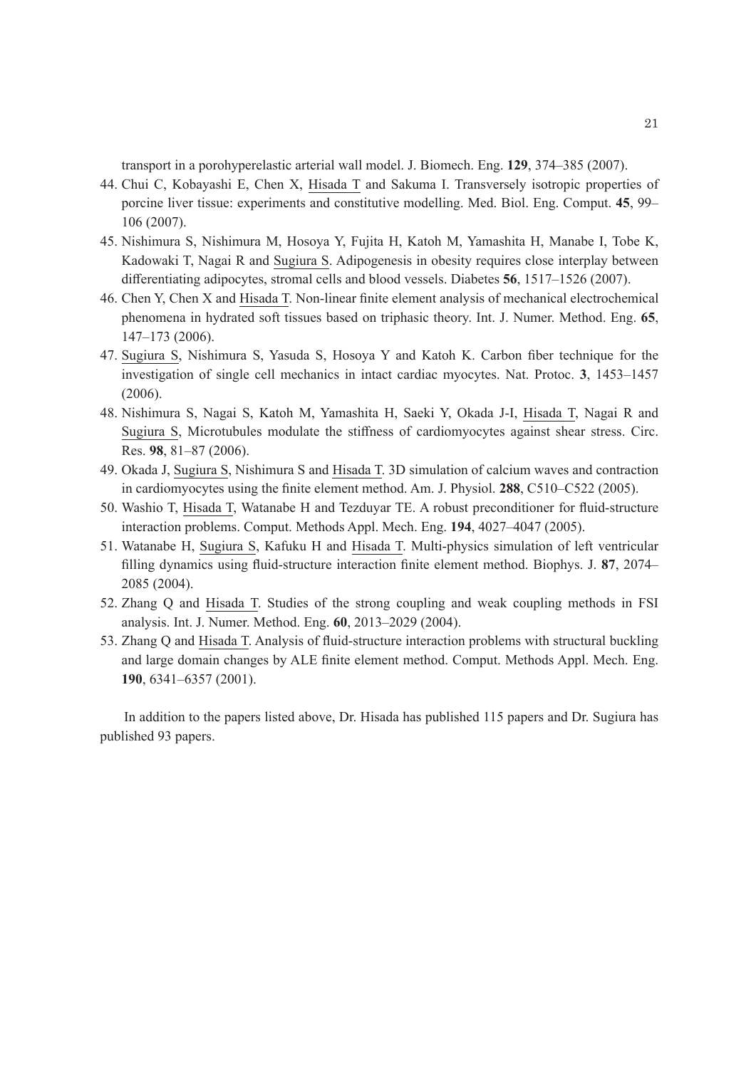transport in a porohyperelastic arterial wall model. J. Biomech. Eng. **129**, 374–385 (2007).

44. Chui C, Kobayashi E, Chen X, Hisada T and Sakuma I. Transversely isotropic properties of porcine liver tissue: experiments and constitutive modelling. Med. Biol. Eng. Comput. **45**, 99–106 (2007).
45. Nishimura S, Nishimura M, Hosoya Y, Fujita H, Katoh M, Yamashita H, Manabe I, Tobe K, Kadowaki T, Nagai R and Sugiura S. Adipogenesis in obesity requires close interplay between differentiating adipocytes, stromal cells and blood vessels. Diabetes **56**, 1517–1526 (2007).
46. Chen Y, Chen X and Hisada T. Non-linear finite element analysis of mechanical electrochemical phenomena in hydrated soft tissues based on triphasic theory. Int. J. Numer. Method. Eng. **65**, 147–173 (2006).
47. Sugiura S, Nishimura S, Yasuda S, Hosoya Y and Katoh K. Carbon fiber technique for the investigation of single cell mechanics in intact cardiac myocytes. Nat. Protoc. **3**, 1453–1457 (2006).
48. Nishimura S, Nagai S, Katoh M, Yamashita H, Saeki Y, Okada J-I, Hisada T, Nagai R and Sugiura S, Microtubules modulate the stiffness of cardiomyocytes against shear stress. Circ. Res. **98**, 81–87 (2006).
49. Okada J, Sugiura S, Nishimura S and Hisada T. 3D simulation of calcium waves and contraction in cardiomyocytes using the finite element method. Am. J. Physiol. **288**, C510–C522 (2005).
50. Washio T, Hisada T, Watanabe H and Tezduyar TE. A robust preconditioner for fluid-structure interaction problems. Comput. Methods Appl. Mech. Eng. **194**, 4027–4047 (2005).
51. Watanabe H, Sugiura S, Kafuku H and Hisada T. Multi-physics simulation of left ventricular filling dynamics using fluid-structure interaction finite element method. Biophys. J. **87**, 2074–2085 (2004).
52. Zhang Q and Hisada T. Studies of the strong coupling and weak coupling methods in FSI analysis. Int. J. Numer. Method. Eng. **60**, 2013–2029 (2004).
53. Zhang Q and Hisada T. Analysis of fluid-structure interaction problems with structural buckling and large domain changes by ALE finite element method. Comput. Methods Appl. Mech. Eng. **190**, 6341–6357 (2001).

In addition to the papers listed above, Dr. Hisada has published 115 papers and Dr. Sugiura has published 93 papers.